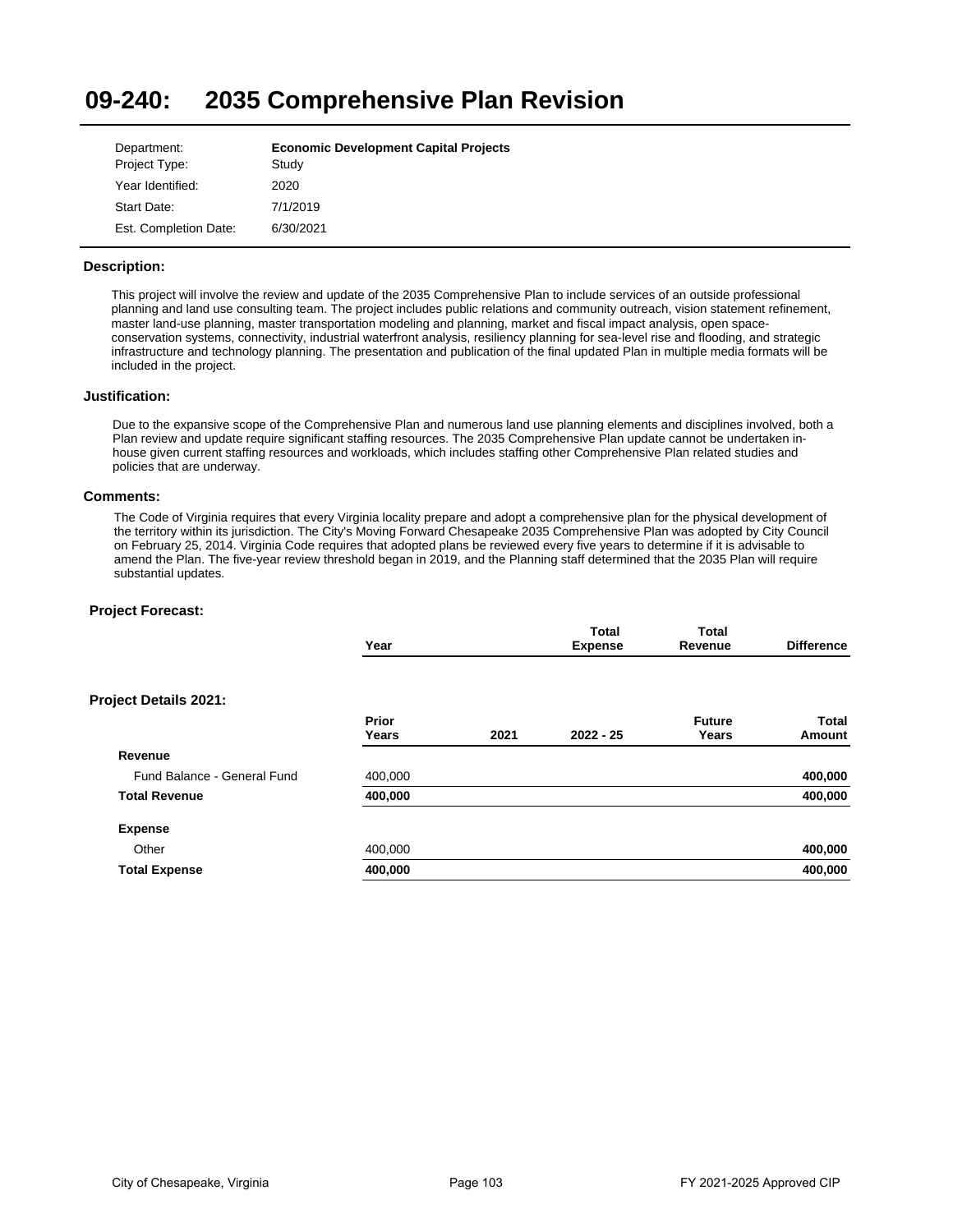# 09-240: 2035 Comprehensive Plan Revision

| | |
|---|---|
| Department: | **Economic Development Capital Projects** |
| Project Type: | Study |
| Year Identified: | 2020 |
| Start Date: | 7/1/2019 |
| Est. Completion Date: | 6/30/2021 |

### Description:

This project will involve the review and update of the 2035 Comprehensive Plan to include services of an outside professional planning and land use consulting team. The project includes public relations and community outreach, vision statement refinement, master land-use planning, master transportation modeling and planning, market and fiscal impact analysis, open space-conservation systems, connectivity, industrial waterfront analysis, resiliency planning for sea-level rise and flooding, and strategic infrastructure and technology planning. The presentation and publication of the final updated Plan in multiple media formats will be included in the project.

### Justification:

Due to the expansive scope of the Comprehensive Plan and numerous land use planning elements and disciplines involved, both a Plan review and update require significant staffing resources. The 2035 Comprehensive Plan update cannot be undertaken in-house given current staffing resources and workloads, which includes staffing other Comprehensive Plan related studies and policies that are underway.

### Comments:

The Code of Virginia requires that every Virginia locality prepare and adopt a comprehensive plan for the physical development of the territory within its jurisdiction. The City's Moving Forward Chesapeake 2035 Comprehensive Plan was adopted by City Council on February 25, 2014. Virginia Code requires that adopted plans be reviewed every five years to determine if it is advisable to amend the Plan. The five-year review threshold began in 2019, and the Planning staff determined that the 2035 Plan will require substantial updates.

### Project Forecast:

| Year | Total Expense | Total Revenue | Difference |
|---|---|---|---|

### Project Details 2021:

| | Prior Years | 2021 | 2022 - 25 | Future Years | Total Amount |
|---|---|---|---|---|---|
| **Revenue** | | | | | |
| Fund Balance - General Fund | 400,000 | | | | **400,000** |
| **Total Revenue** | **400,000** | | | | **400,000** |
| **Expense** | | | | | |
| Other | 400,000 | | | | **400,000** |
| **Total Expense** | **400,000** | | | | **400,000** |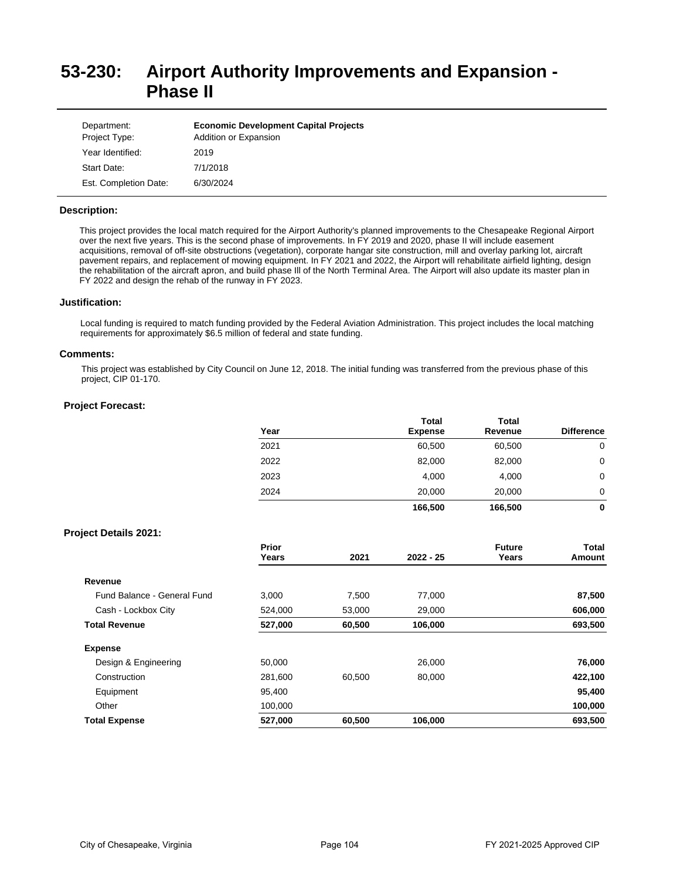# 53-230: Airport Authority Improvements and Expansion - Phase II

| | |
|---|---|
| Department: | **Economic Development Capital Projects** |
| Project Type: | Addition or Expansion |
| Year Identified: | 2019 |
| Start Date: | 7/1/2018 |
| Est. Completion Date: | 6/30/2024 |

### Description:

This project provides the local match required for the Airport Authority's planned improvements to the Chesapeake Regional Airport over the next five years. This is the second phase of improvements. In FY 2019 and 2020, phase II will include easement acquisitions, removal of off-site obstructions (vegetation), corporate hangar site construction, mill and overlay parking lot, aircraft pavement repairs, and replacement of mowing equipment. In FY 2021 and 2022, the Airport will rehabilitate airfield lighting, design the rehabilitation of the aircraft apron, and build phase III of the North Terminal Area. The Airport will also update its master plan in FY 2022 and design the rehab of the runway in FY 2023.

### Justification:

Local funding is required to match funding provided by the Federal Aviation Administration. This project includes the local matching requirements for approximately $6.5 million of federal and state funding.

### Comments:

This project was established by City Council on June 12, 2018. The initial funding was transferred from the previous phase of this project, CIP 01-170.

### Project Forecast:

| Year | Total Expense | Total Revenue | Difference |
|---|---|---|---|
| 2021 | 60,500 | 60,500 | 0 |
| 2022 | 82,000 | 82,000 | 0 |
| 2023 | 4,000 | 4,000 | 0 |
| 2024 | 20,000 | 20,000 | 0 |
| | **166,500** | **166,500** | **0** |

### Project Details 2021:

| | Prior Years | 2021 | 2022 - 25 | Future Years | Total Amount |
|---|---|---|---|---|---|
| **Revenue** | | | | | |
| Fund Balance - General Fund | 3,000 | 7,500 | 77,000 | | **87,500** |
| Cash - Lockbox City | 524,000 | 53,000 | 29,000 | | **606,000** |
| **Total Revenue** | **527,000** | **60,500** | **106,000** | | **693,500** |
| **Expense** | | | | | |
| Design & Engineering | 50,000 | | 26,000 | | **76,000** |
| Construction | 281,600 | 60,500 | 80,000 | | **422,100** |
| Equipment | 95,400 | | | | **95,400** |
| Other | 100,000 | | | | **100,000** |
| **Total Expense** | **527,000** | **60,500** | **106,000** | | **693,500** |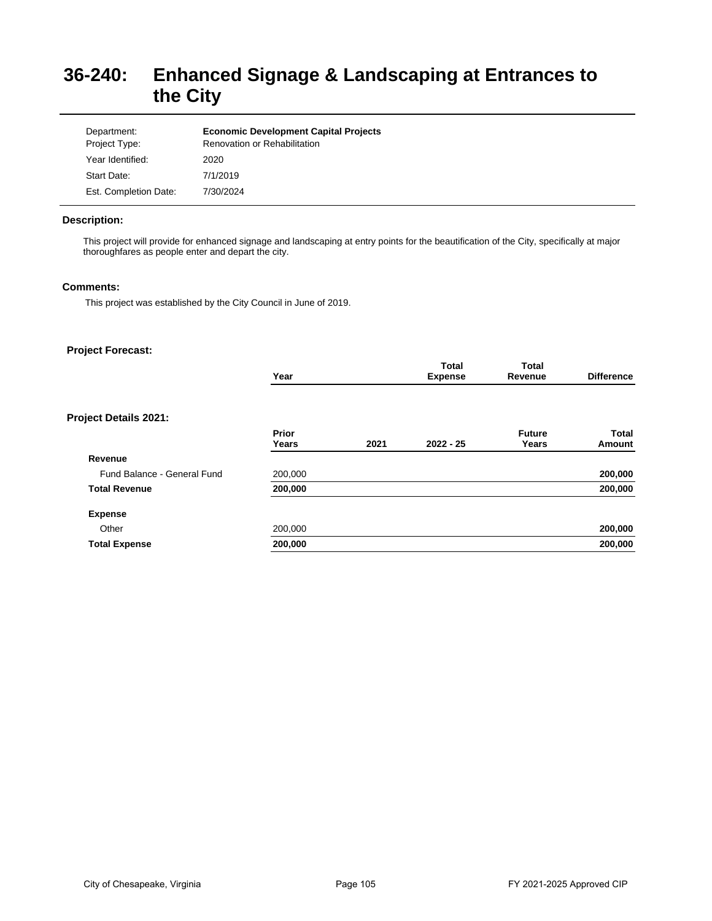# 36-240: Enhanced Signage & Landscaping at Entrances to the City

| | |
|---|---|
| Department: | **Economic Development Capital Projects** |
| Project Type: | Renovation or Rehabilitation |
| Year Identified: | 2020 |
| Start Date: | 7/1/2019 |
| Est. Completion Date: | 7/30/2024 |

### Description:

This project will provide for enhanced signage and landscaping at entry points for the beautification of the City, specifically at major thoroughfares as people enter and depart the city.

### Comments:

This project was established by the City Council in June of 2019.

### Project Forecast:

| Year | Total Expense | Total Revenue | Difference |
|---|---|---|---|

### Project Details 2021:

| | Prior Years | 2021 | 2022 - 25 | Future Years | Total Amount |
|---|---|---|---|---|---|
| **Revenue** | | | | | |
| Fund Balance - General Fund | 200,000 | | | | **200,000** |
| **Total Revenue** | **200,000** | | | | **200,000** |
| **Expense** | | | | | |
| Other | 200,000 | | | | **200,000** |
| **Total Expense** | **200,000** | | | | **200,000** |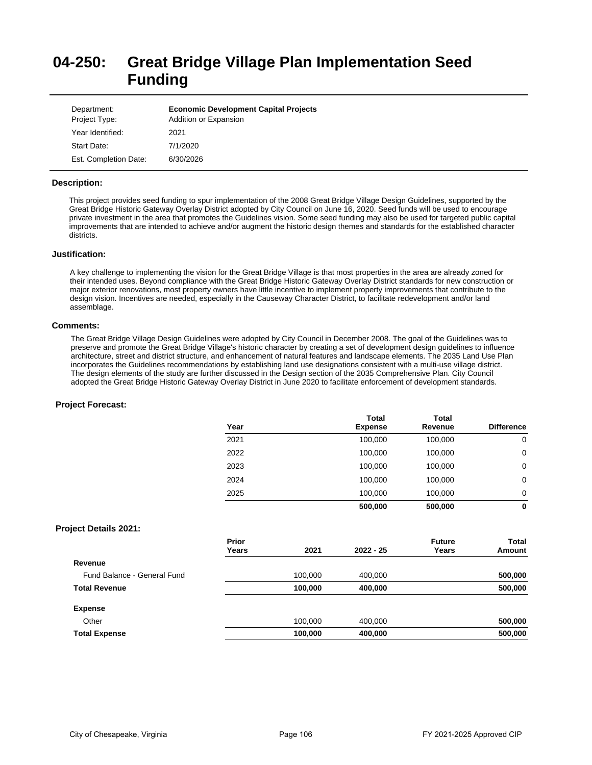# 04-250: Great Bridge Village Plan Implementation Seed Funding

| | |
|---|---|
| Department: | **Economic Development Capital Projects** |
| Project Type: | Addition or Expansion |
| Year Identified: | 2021 |
| Start Date: | 7/1/2020 |
| Est. Completion Date: | 6/30/2026 |

### Description:

This project provides seed funding to spur implementation of the 2008 Great Bridge Village Design Guidelines, supported by the Great Bridge Historic Gateway Overlay District adopted by City Council on June 16, 2020. Seed funds will be used to encourage private investment in the area that promotes the Guidelines vision. Some seed funding may also be used for targeted public capital improvements that are intended to achieve and/or augment the historic design themes and standards for the established character districts.

### Justification:

A key challenge to implementing the vision for the Great Bridge Village is that most properties in the area are already zoned for their intended uses. Beyond compliance with the Great Bridge Historic Gateway Overlay District standards for new construction or major exterior renovations, most property owners have little incentive to implement property improvements that contribute to the design vision. Incentives are needed, especially in the Causeway Character District, to facilitate redevelopment and/or land assemblage.

### Comments:

The Great Bridge Village Design Guidelines were adopted by City Council in December 2008. The goal of the Guidelines was to preserve and promote the Great Bridge Village's historic character by creating a set of development design guidelines to influence architecture, street and district structure, and enhancement of natural features and landscape elements. The 2035 Land Use Plan incorporates the Guidelines recommendations by establishing land use designations consistent with a multi-use village district. The design elements of the study are further discussed in the Design section of the 2035 Comprehensive Plan. City Council adopted the Great Bridge Historic Gateway Overlay District in June 2020 to facilitate enforcement of development standards.

### Project Forecast:

| Year | Total Expense | Total Revenue | Difference |
|---|---|---|---|
| 2021 | 100,000 | 100,000 | 0 |
| 2022 | 100,000 | 100,000 | 0 |
| 2023 | 100,000 | 100,000 | 0 |
| 2024 | 100,000 | 100,000 | 0 |
| 2025 | 100,000 | 100,000 | 0 |
| | **500,000** | **500,000** | **0** |

### Project Details 2021:

| | Prior Years | 2021 | 2022 - 25 | Future Years | Total Amount |
|---|---|---|---|---|---|
| **Revenue** | | | | | |
| Fund Balance - General Fund | | 100,000 | 400,000 | | **500,000** |
| **Total Revenue** | | **100,000** | **400,000** | | **500,000** |
| **Expense** | | | | | |
| Other | | 100,000 | 400,000 | | **500,000** |
| **Total Expense** | | **100,000** | **400,000** | | **500,000** |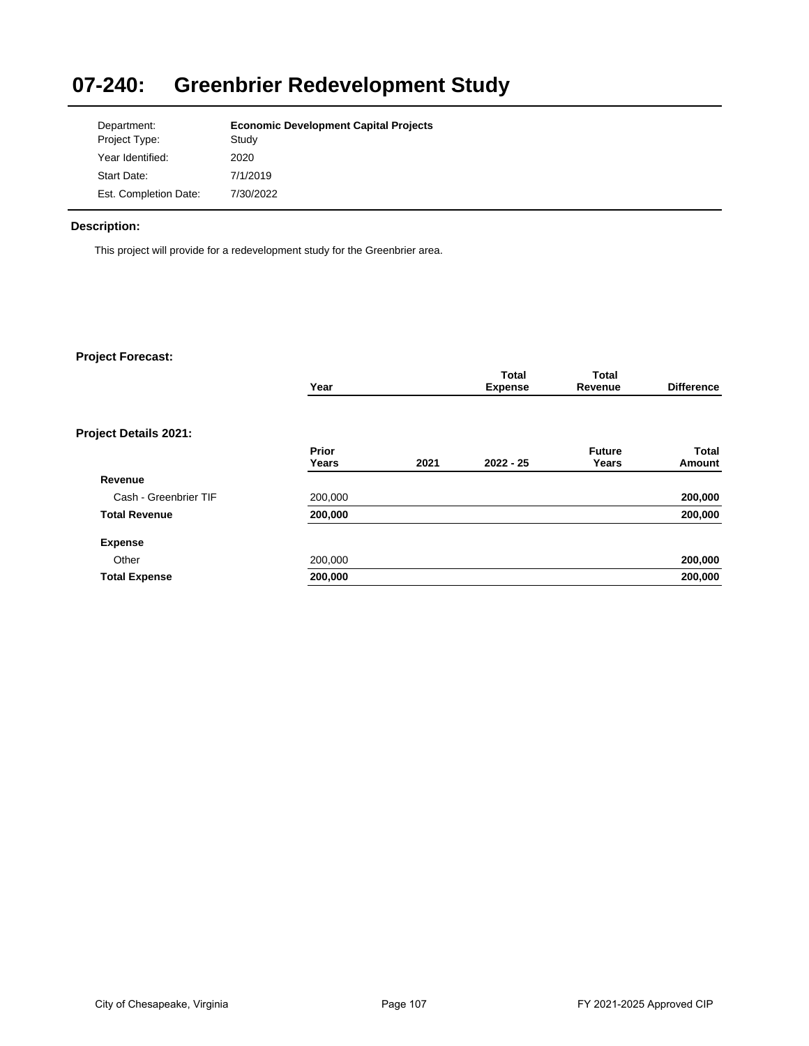# 07-240: Greenbrier Redevelopment Study

| | |
|---|---|
| Department: | **Economic Development Capital Projects** |
| Project Type: | Study |
| Year Identified: | 2020 |
| Start Date: | 7/1/2019 |
| Est. Completion Date: | 7/30/2022 |

**Description:**

This project will provide for a redevelopment study for the Greenbrier area.

**Project Forecast:**

| Year | Total Expense | Total Revenue | Difference |
|---|---|---|---|

**Project Details 2021:**

| | Prior Years | 2021 | 2022 - 25 | Future Years | Total Amount |
|---|---|---|---|---|---|
| **Revenue** | | | | | |
| Cash - Greenbrier TIF | 200,000 | | | | **200,000** |
| **Total Revenue** | **200,000** | | | | **200,000** |
| **Expense** | | | | | |
| Other | 200,000 | | | | **200,000** |
| **Total Expense** | **200,000** | | | | **200,000** |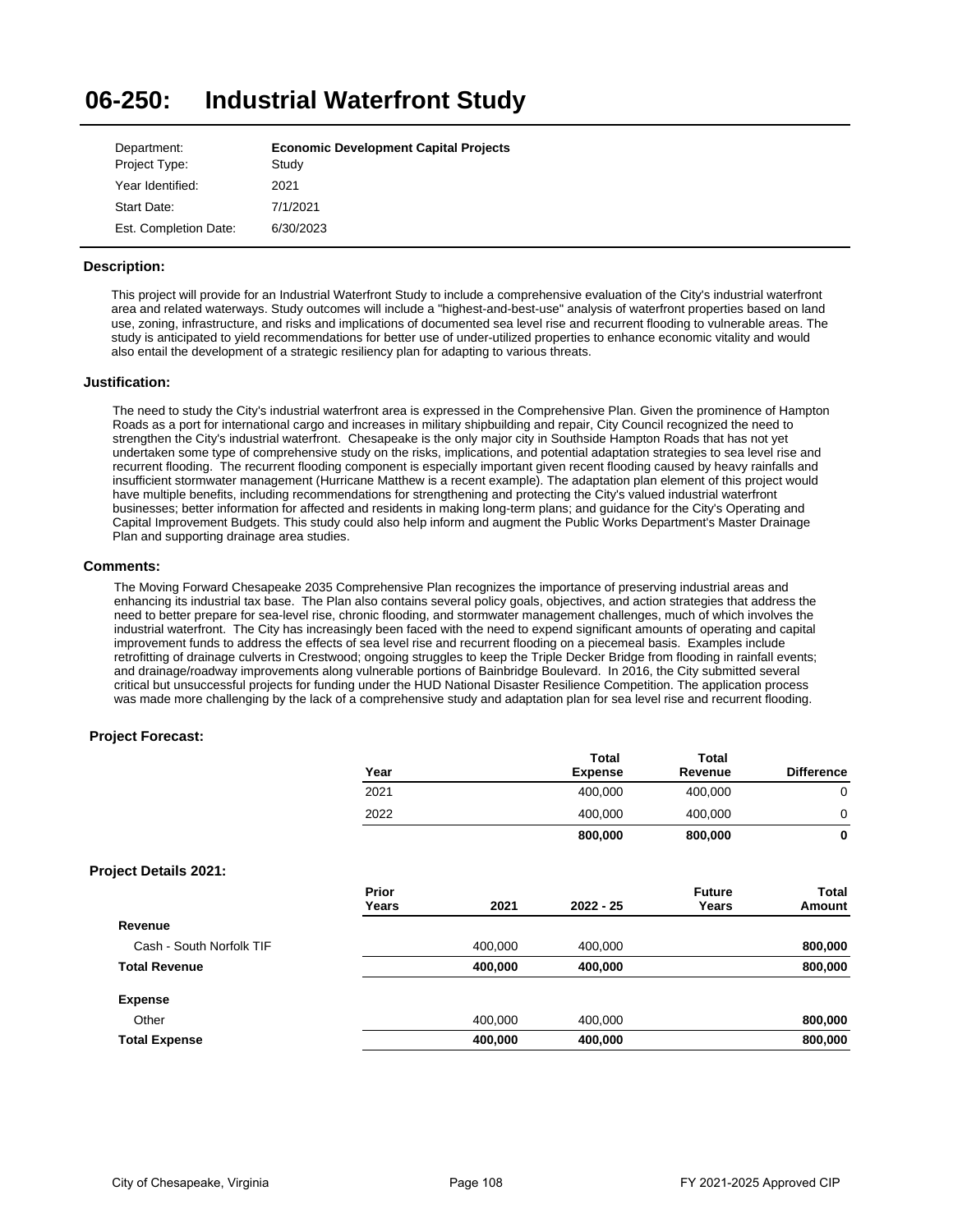# 06-250: Industrial Waterfront Study

| | |
|---|---|
| Department: | **Economic Development Capital Projects** |
| Project Type: | Study |
| Year Identified: | 2021 |
| Start Date: | 7/1/2021 |
| Est. Completion Date: | 6/30/2023 |

### Description:

This project will provide for an Industrial Waterfront Study to include a comprehensive evaluation of the City's industrial waterfront area and related waterways. Study outcomes will include a "highest-and-best-use" analysis of waterfront properties based on land use, zoning, infrastructure, and risks and implications of documented sea level rise and recurrent flooding to vulnerable areas. The study is anticipated to yield recommendations for better use of under-utilized properties to enhance economic vitality and would also entail the development of a strategic resiliency plan for adapting to various threats.

### Justification:

The need to study the City's industrial waterfront area is expressed in the Comprehensive Plan. Given the prominence of Hampton Roads as a port for international cargo and increases in military shipbuilding and repair, City Council recognized the need to strengthen the City's industrial waterfront. Chesapeake is the only major city in Southside Hampton Roads that has not yet undertaken some type of comprehensive study on the risks, implications, and potential adaptation strategies to sea level rise and recurrent flooding. The recurrent flooding component is especially important given recent flooding caused by heavy rainfalls and insufficient stormwater management (Hurricane Matthew is a recent example). The adaptation plan element of this project would have multiple benefits, including recommendations for strengthening and protecting the City's valued industrial waterfront businesses; better information for affected and residents in making long-term plans; and guidance for the City's Operating and Capital Improvement Budgets. This study could also help inform and augment the Public Works Department's Master Drainage Plan and supporting drainage area studies.

### Comments:

The Moving Forward Chesapeake 2035 Comprehensive Plan recognizes the importance of preserving industrial areas and enhancing its industrial tax base. The Plan also contains several policy goals, objectives, and action strategies that address the need to better prepare for sea-level rise, chronic flooding, and stormwater management challenges, much of which involves the industrial waterfront. The City has increasingly been faced with the need to expend significant amounts of operating and capital improvement funds to address the effects of sea level rise and recurrent flooding on a piecemeal basis. Examples include retrofitting of drainage culverts in Crestwood; ongoing struggles to keep the Triple Decker Bridge from flooding in rainfall events; and drainage/roadway improvements along vulnerable portions of Bainbridge Boulevard. In 2016, the City submitted several critical but unsuccessful projects for funding under the HUD National Disaster Resilience Competition. The application process was made more challenging by the lack of a comprehensive study and adaptation plan for sea level rise and recurrent flooding.

### Project Forecast:

| Year | Total Expense | Total Revenue | Difference |
|---|---|---|---|
| 2021 | 400,000 | 400,000 | 0 |
| 2022 | 400,000 | 400,000 | 0 |
| | **800,000** | **800,000** | **0** |

### Project Details 2021:

| | Prior Years | 2021 | 2022 - 25 | Future Years | Total Amount |
|---|---|---|---|---|---|
| **Revenue** | | | | | |
| Cash - South Norfolk TIF | | 400,000 | 400,000 | | **800,000** |
| **Total Revenue** | | **400,000** | **400,000** | | **800,000** |
| **Expense** | | | | | |
| Other | | 400,000 | 400,000 | | **800,000** |
| **Total Expense** | | **400,000** | **400,000** | | **800,000** |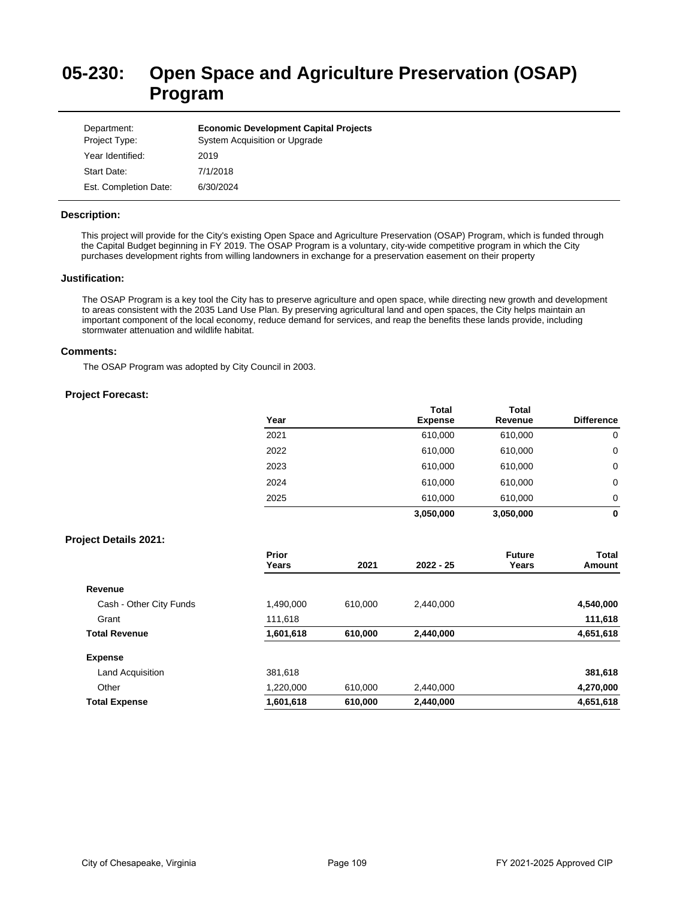# 05-230: Open Space and Agriculture Preservation (OSAP) Program

| | |
|---|---|
| Department: | **Economic Development Capital Projects** |
| Project Type: | System Acquisition or Upgrade |
| Year Identified: | 2019 |
| Start Date: | 7/1/2018 |
| Est. Completion Date: | 6/30/2024 |

### Description:

This project will provide for the City's existing Open Space and Agriculture Preservation (OSAP) Program, which is funded through the Capital Budget beginning in FY 2019. The OSAP Program is a voluntary, city-wide competitive program in which the City purchases development rights from willing landowners in exchange for a preservation easement on their property

### Justification:

The OSAP Program is a key tool the City has to preserve agriculture and open space, while directing new growth and development to areas consistent with the 2035 Land Use Plan. By preserving agricultural land and open spaces, the City helps maintain an important component of the local economy, reduce demand for services, and reap the benefits these lands provide, including stormwater attenuation and wildlife habitat.

### Comments:

The OSAP Program was adopted by City Council in 2003.

### Project Forecast:

| Year | Total Expense | Total Revenue | Difference |
|---|---|---|---|
| 2021 | 610,000 | 610,000 | 0 |
| 2022 | 610,000 | 610,000 | 0 |
| 2023 | 610,000 | 610,000 | 0 |
| 2024 | 610,000 | 610,000 | 0 |
| 2025 | 610,000 | 610,000 | 0 |
| | **3,050,000** | **3,050,000** | **0** |

### Project Details 2021:

| | Prior Years | 2021 | 2022 - 25 | Future Years | Total Amount |
|---|---|---|---|---|---|
| **Revenue** | | | | | |
| Cash - Other City Funds | 1,490,000 | 610,000 | 2,440,000 | | **4,540,000** |
| Grant | 111,618 | | | | **111,618** |
| **Total Revenue** | **1,601,618** | **610,000** | **2,440,000** | | **4,651,618** |
| **Expense** | | | | | |
| Land Acquisition | 381,618 | | | | **381,618** |
| Other | 1,220,000 | 610,000 | 2,440,000 | | **4,270,000** |
| **Total Expense** | **1,601,618** | **610,000** | **2,440,000** | | **4,651,618** |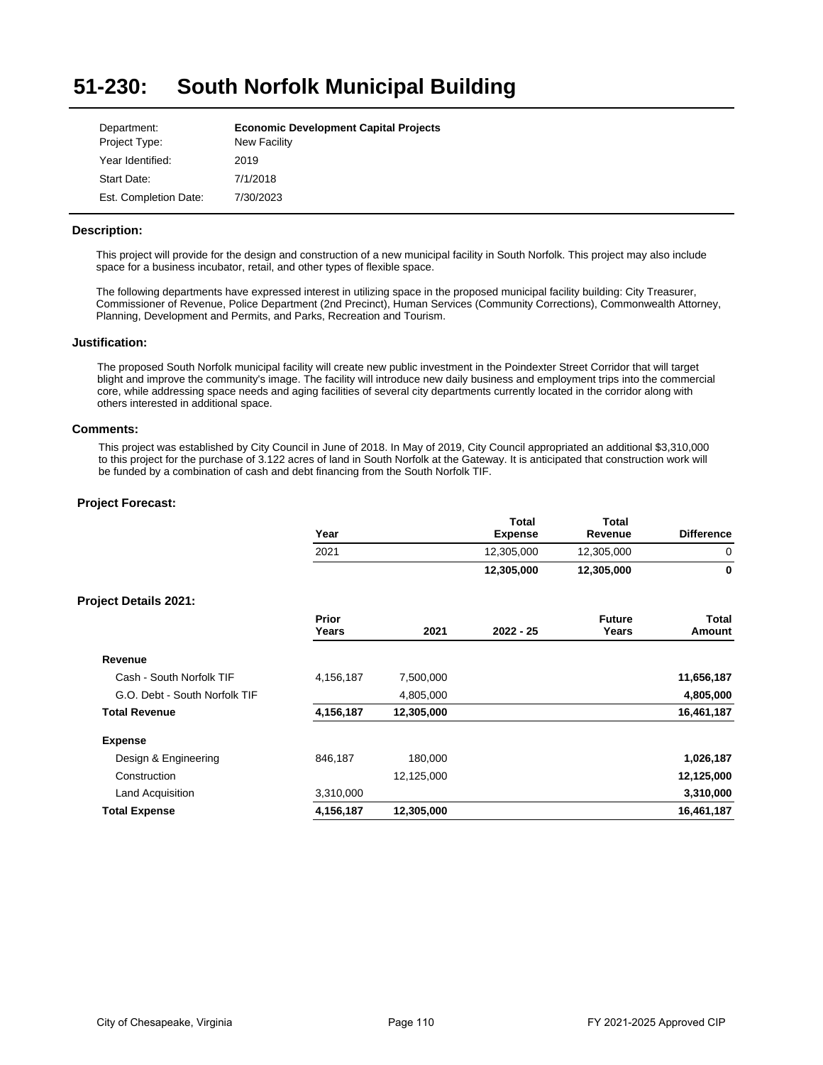# 51-230: South Norfolk Municipal Building

| | |
|---|---|
| Department: | **Economic Development Capital Projects** |
| Project Type: | New Facility |
| Year Identified: | 2019 |
| Start Date: | 7/1/2018 |
| Est. Completion Date: | 7/30/2023 |

### Description:

This project will provide for the design and construction of a new municipal facility in South Norfolk. This project may also include space for a business incubator, retail, and other types of flexible space.

The following departments have expressed interest in utilizing space in the proposed municipal facility building: City Treasurer, Commissioner of Revenue, Police Department (2nd Precinct), Human Services (Community Corrections), Commonwealth Attorney, Planning, Development and Permits, and Parks, Recreation and Tourism.

### Justification:

The proposed South Norfolk municipal facility will create new public investment in the Poindexter Street Corridor that will target blight and improve the community's image. The facility will introduce new daily business and employment trips into the commercial core, while addressing space needs and aging facilities of several city departments currently located in the corridor along with others interested in additional space.

### Comments:

This project was established by City Council in June of 2018. In May of 2019, City Council appropriated an additional $3,310,000 to this project for the purchase of 3.122 acres of land in South Norfolk at the Gateway. It is anticipated that construction work will be funded by a combination of cash and debt financing from the South Norfolk TIF.

### Project Forecast:

| Year | Total Expense | Total Revenue | Difference |
|---|---|---|---|
| 2021 | 12,305,000 | 12,305,000 | 0 |
| | **12,305,000** | **12,305,000** | **0** |

### Project Details 2021:

| | Prior Years | 2021 | 2022 - 25 | Future Years | Total Amount |
|---|---|---|---|---|---|
| **Revenue** | | | | | |
| Cash - South Norfolk TIF | 4,156,187 | 7,500,000 | | | **11,656,187** |
| G.O. Debt - South Norfolk TIF | | 4,805,000 | | | **4,805,000** |
| **Total Revenue** | **4,156,187** | **12,305,000** | | | **16,461,187** |
| **Expense** | | | | | |
| Design & Engineering | 846,187 | 180,000 | | | **1,026,187** |
| Construction | | 12,125,000 | | | **12,125,000** |
| Land Acquisition | 3,310,000 | | | | **3,310,000** |
| **Total Expense** | **4,156,187** | **12,305,000** | | | **16,461,187** |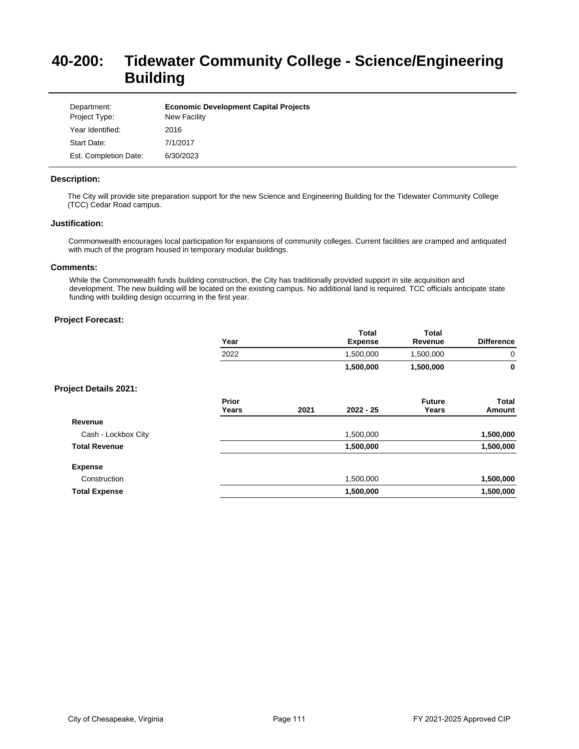# 40-200: Tidewater Community College - Science/Engineering Building

| | |
|---|---|
| Department: | **Economic Development Capital Projects** |
| Project Type: | New Facility |
| Year Identified: | 2016 |
| Start Date: | 7/1/2017 |
| Est. Completion Date: | 6/30/2023 |

### Description:

The City will provide site preparation support for the new Science and Engineering Building for the Tidewater Community College (TCC) Cedar Road campus.

### Justification:

Commonwealth encourages local participation for expansions of community colleges. Current facilities are cramped and antiquated with much of the program housed in temporary modular buildings.

### Comments:

While the Commonwealth funds building construction, the City has traditionally provided support in site acquisition and development. The new building will be located on the existing campus. No additional land is required. TCC officials anticipate state funding with building design occurring in the first year.

### Project Forecast:

| Year | Total Expense | Total Revenue | Difference |
|---|---|---|---|
| 2022 | 1,500,000 | 1,500,000 | 0 |
| | **1,500,000** | **1,500,000** | **0** |

### Project Details 2021:

| | Prior Years | 2021 | 2022 - 25 | Future Years | Total Amount |
|---|---|---|---|---|---|
| **Revenue** | | | | | |
| Cash - Lockbox City | | | 1,500,000 | | **1,500,000** |
| **Total Revenue** | | | **1,500,000** | | **1,500,000** |
| **Expense** | | | | | |
| Construction | | | 1,500,000 | | **1,500,000** |
| **Total Expense** | | | **1,500,000** | | **1,500,000** |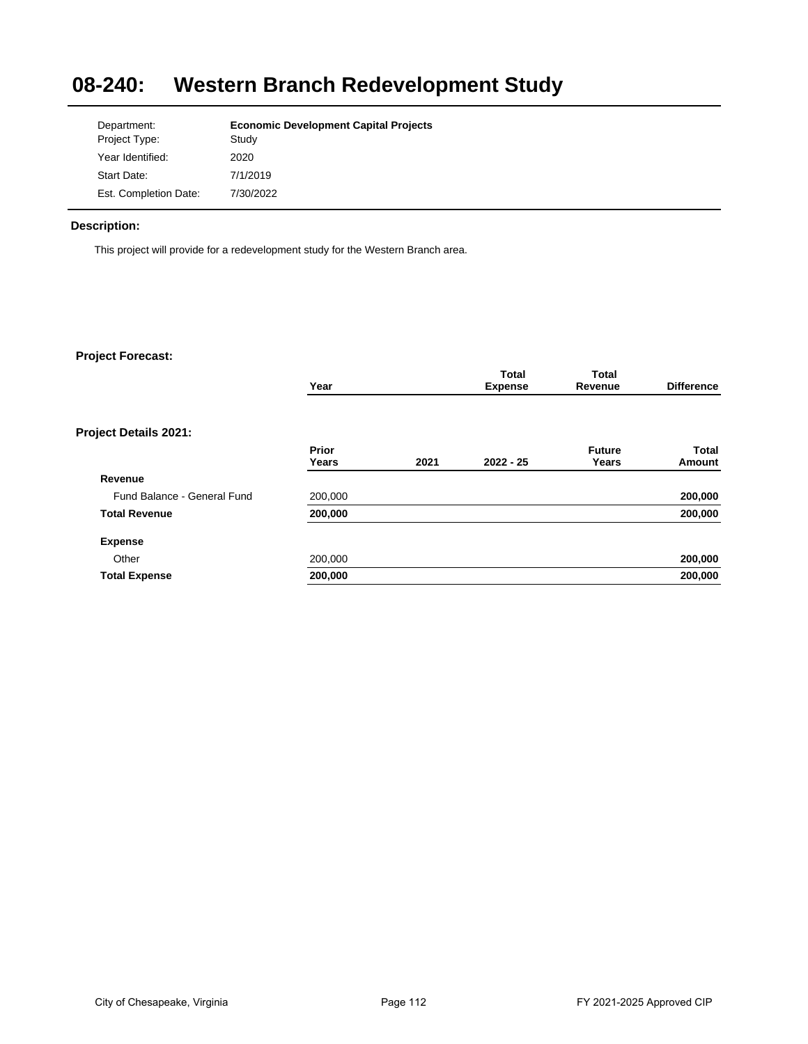# 08-240: Western Branch Redevelopment Study

| | |
|---|---|
| Department: | **Economic Development Capital Projects** |
| Project Type: | Study |
| Year Identified: | 2020 |
| Start Date: | 7/1/2019 |
| Est. Completion Date: | 7/30/2022 |

**Description:**

This project will provide for a redevelopment study for the Western Branch area.

**Project Forecast:**

| Year | Total Expense | Total Revenue | Difference |
|---|---|---|---|

**Project Details 2021:**

| | Prior Years | 2021 | 2022 - 25 | Future Years | Total Amount |
|---|---|---|---|---|---|
| **Revenue** | | | | | |
| Fund Balance - General Fund | 200,000 | | | | **200,000** |
| **Total Revenue** | **200,000** | | | | **200,000** |
| **Expense** | | | | | |
| Other | 200,000 | | | | **200,000** |
| **Total Expense** | **200,000** | | | | **200,000** |